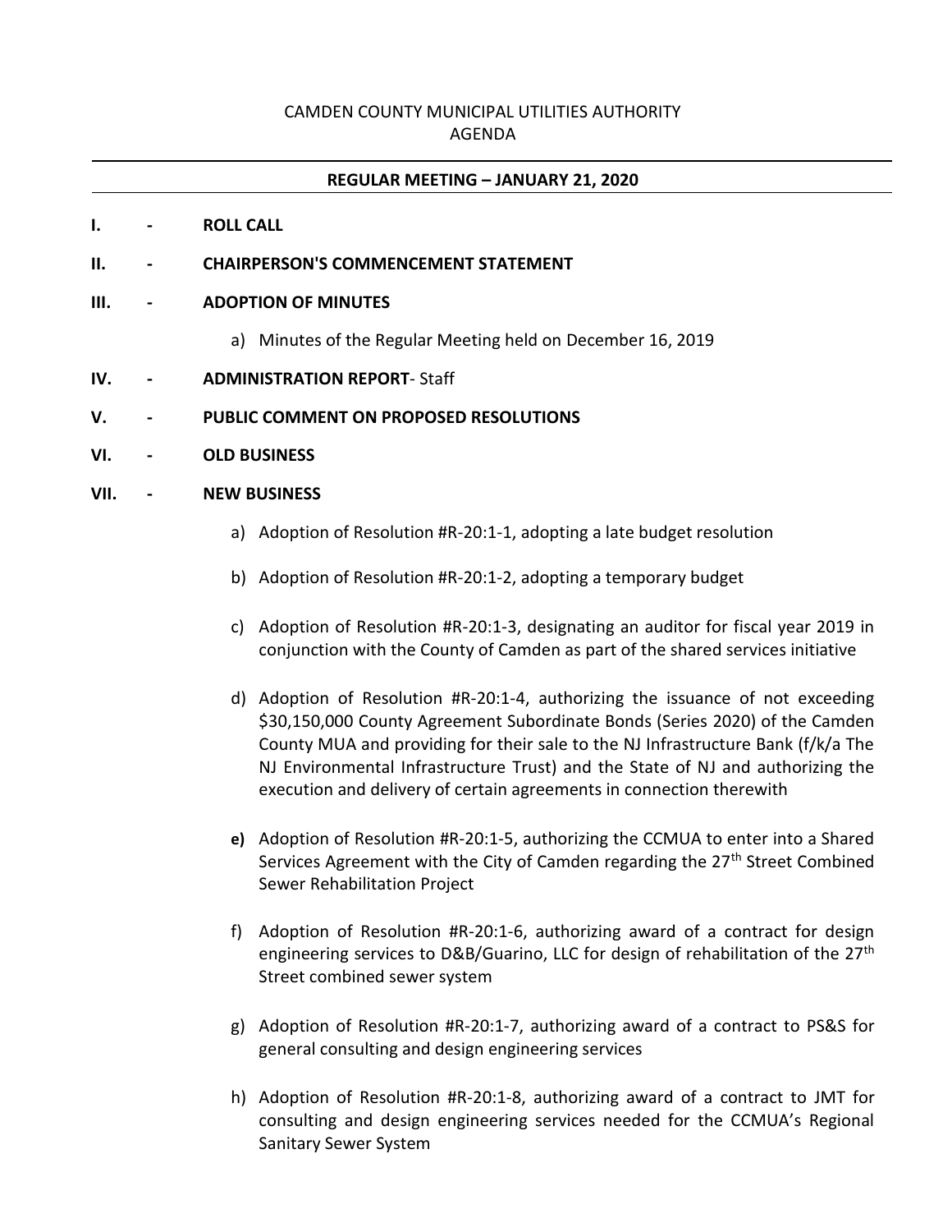CAMDEN COUNTY MUNICIPAL UTILITIES AUTHORITY
AGENDA

---

**REGULAR MEETING – JANUARY 21, 2020**

---

**I. - ROLL CALL**

**II. - CHAIRPERSON'S COMMENCEMENT STATEMENT**

**III. - ADOPTION OF MINUTES**

a) Minutes of the Regular Meeting held on December 16, 2019

**IV. - ADMINISTRATION REPORT**- Staff

**V. - PUBLIC COMMENT ON PROPOSED RESOLUTIONS**

**VI. - OLD BUSINESS**

**VII. - NEW BUSINESS**

a) Adoption of Resolution #R-20:1-1, adopting a late budget resolution

b) Adoption of Resolution #R-20:1-2, adopting a temporary budget

c) Adoption of Resolution #R-20:1-3, designating an auditor for fiscal year 2019 in conjunction with the County of Camden as part of the shared services initiative

d) Adoption of Resolution #R-20:1-4, authorizing the issuance of not exceeding $30,150,000 County Agreement Subordinate Bonds (Series 2020) of the Camden County MUA and providing for their sale to the NJ Infrastructure Bank (f/k/a The NJ Environmental Infrastructure Trust) and the State of NJ and authorizing the execution and delivery of certain agreements in connection therewith

**e)** Adoption of Resolution #R-20:1-5, authorizing the CCMUA to enter into a Shared Services Agreement with the City of Camden regarding the 27th Street Combined Sewer Rehabilitation Project

f) Adoption of Resolution #R-20:1-6, authorizing award of a contract for design engineering services to D&B/Guarino, LLC for design of rehabilitation of the 27th Street combined sewer system

g) Adoption of Resolution #R-20:1-7, authorizing award of a contract to PS&S for general consulting and design engineering services

h) Adoption of Resolution #R-20:1-8, authorizing award of a contract to JMT for consulting and design engineering services needed for the CCMUA's Regional Sanitary Sewer System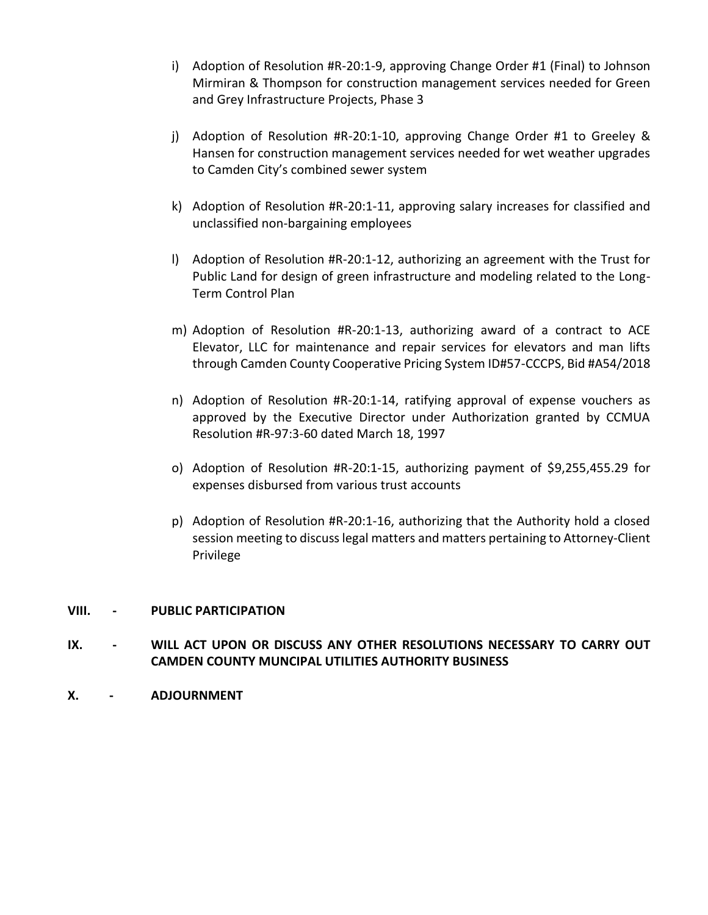i) Adoption of Resolution #R-20:1-9, approving Change Order #1 (Final) to Johnson Mirmiran & Thompson for construction management services needed for Green and Grey Infrastructure Projects, Phase 3

j) Adoption of Resolution #R-20:1-10, approving Change Order #1 to Greeley & Hansen for construction management services needed for wet weather upgrades to Camden City's combined sewer system

k) Adoption of Resolution #R-20:1-11, approving salary increases for classified and unclassified non-bargaining employees

l) Adoption of Resolution #R-20:1-12, authorizing an agreement with the Trust for Public Land for design of green infrastructure and modeling related to the Long-Term Control Plan

m) Adoption of Resolution #R-20:1-13, authorizing award of a contract to ACE Elevator, LLC for maintenance and repair services for elevators and man lifts through Camden County Cooperative Pricing System ID#57-CCCPS, Bid #A54/2018

n) Adoption of Resolution #R-20:1-14, ratifying approval of expense vouchers as approved by the Executive Director under Authorization granted by CCMUA Resolution #R-97:3-60 dated March 18, 1997

o) Adoption of Resolution #R-20:1-15, authorizing payment of $9,255,455.29 for expenses disbursed from various trust accounts

p) Adoption of Resolution #R-20:1-16, authorizing that the Authority hold a closed session meeting to discuss legal matters and matters pertaining to Attorney-Client Privilege

**VIII. - PUBLIC PARTICIPATION**

**IX. - WILL ACT UPON OR DISCUSS ANY OTHER RESOLUTIONS NECESSARY TO CARRY OUT CAMDEN COUNTY MUNCIPAL UTILITIES AUTHORITY BUSINESS**

**X. - ADJOURNMENT**